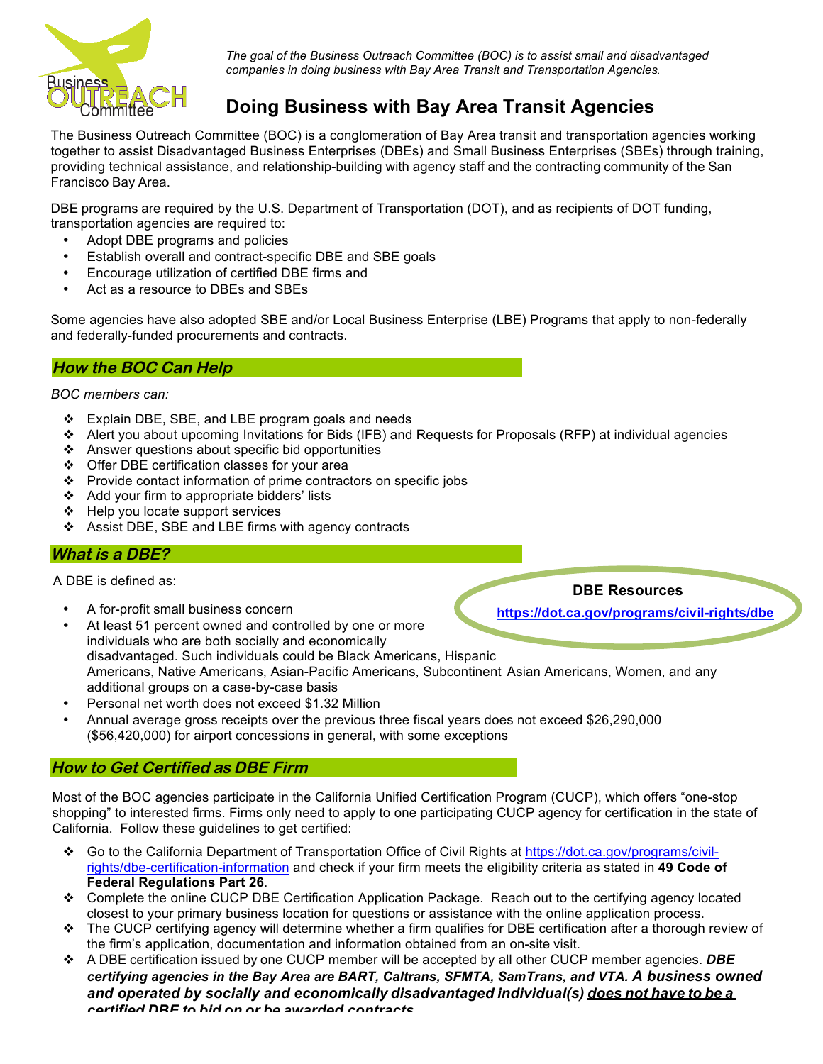Business OUTREACH Committee

*The goal of the Business Outreach Committee (BOC) is to assist small and disadvantaged companies in doing business with Bay Area Transit and Transportation Agencies.*

# Doing Business with Bay Area Transit Agencies

The Business Outreach Committee (BOC) is a conglomeration of Bay Area transit and transportation agencies working together to assist Disadvantaged Business Enterprises (DBEs) and Small Business Enterprises (SBEs) through training, providing technical assistance, and relationship-building with agency staff and the contracting community of the San Francisco Bay Area.

DBE programs are required by the U.S. Department of Transportation (DOT), and as recipients of DOT funding, transportation agencies are required to:

- Adopt DBE programs and policies
- Establish overall and contract-specific DBE and SBE goals
- Encourage utilization of certified DBE firms and
- Act as a resource to DBEs and SBEs

Some agencies have also adopted SBE and/or Local Business Enterprise (LBE) Programs that apply to non-federally and federally-funded procurements and contracts.

## *How the BOC Can Help*

*BOC members can:*

- Explain DBE, SBE, and LBE program goals and needs
- Alert you about upcoming Invitations for Bids (IFB) and Requests for Proposals (RFP) at individual agencies
- Answer questions about specific bid opportunities
- Offer DBE certification classes for your area
- Provide contact information of prime contractors on specific jobs
- Add your firm to appropriate bidders' lists
- Help you locate support services
- Assist DBE, SBE and LBE firms with agency contracts

## *What is a DBE?*

**DBE Resources**

**https://dot.ca.gov/programs/civil-rights/dbe**

A DBE is defined as:

- A for-profit small business concern
- At least 51 percent owned and controlled by one or more individuals who are both socially and economically disadvantaged. Such individuals could be Black Americans, Hispanic Americans, Native Americans, Asian-Pacific Americans, Subcontinent Asian Americans, Women, and any additional groups on a case-by-case basis
- Personal net worth does not exceed $1.32 Million
- Annual average gross receipts over the previous three fiscal years does not exceed $26,290,000 ($56,420,000) for airport concessions in general, with some exceptions

## *How to Get Certified as DBE Firm*

Most of the BOC agencies participate in the California Unified Certification Program (CUCP), which offers "one-stop shopping" to interested firms. Firms only need to apply to one participating CUCP agency for certification in the state of California. Follow these guidelines to get certified:

- Go to the California Department of Transportation Office of Civil Rights at https://dot.ca.gov/programs/civil-rights/dbe-certification-information and check if your firm meets the eligibility criteria as stated in **49 Code of Federal Regulations Part 26**.
- Complete the online CUCP DBE Certification Application Package. Reach out to the certifying agency located closest to your primary business location for questions or assistance with the online application process.
- The CUCP certifying agency will determine whether a firm qualifies for DBE certification after a thorough review of the firm's application, documentation and information obtained from an on-site visit.
- A DBE certification issued by one CUCP member will be accepted by all other CUCP member agencies. ***DBE certifying agencies in the Bay Area are BART, Caltrans, SFMTA, SamTrans, and VTA. A business owned and operated by socially and economically disadvantaged individual(s) <u>does not have to be a</u> certified DBE to bid on or be awarded contracts.***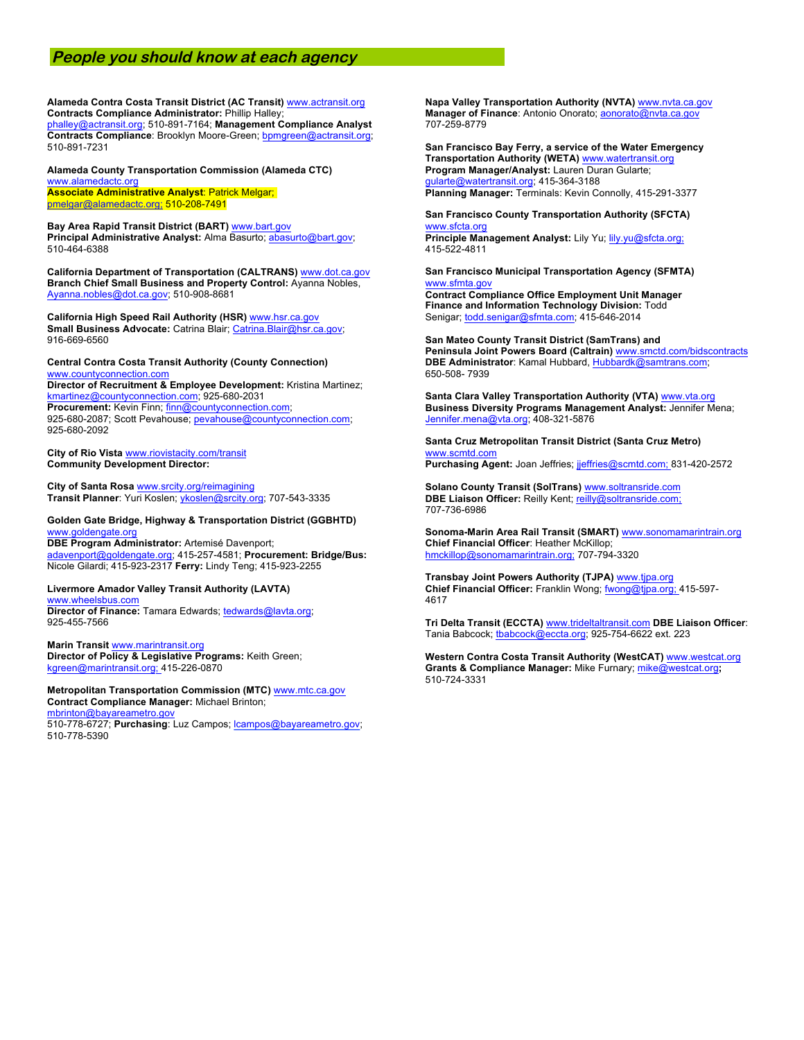## *People you should know at each agency*

**Alameda Contra Costa Transit District (AC Transit)** www.actransit.org
**Contracts Compliance Administrator:** Phillip Halley; phalley@actransit.org; 510-891-7164; **Management Compliance Analyst Contracts Compliance**: Brooklyn Moore-Green; bpmgreen@actransit.org; 510-891-7231

**Alameda County Transportation Commission (Alameda CTC)**
www.alamedactc.org
**Associate Administrative Analyst**: Patrick Melgar; pmelgar@alamedactc.org; 510-208-7491

**Bay Area Rapid Transit District (BART)** www.bart.gov
**Principal Administrative Analyst:** Alma Basurto; abasurto@bart.gov; 510-464-6388

**California Department of Transportation (CALTRANS)** www.dot.ca.gov
**Branch Chief Small Business and Property Control:** Ayanna Nobles, Ayanna.nobles@dot.ca.gov; 510-908-8681

**California High Speed Rail Authority (HSR)** www.hsr.ca.gov
**Small Business Advocate:** Catrina Blair; Catrina.Blair@hsr.ca.gov; 916-669-6560

**Central Contra Costa Transit Authority (County Connection)**
www.countyconnection.com
**Director of Recruitment & Employee Development:** Kristina Martinez; kmartinez@countyconnection.com; 925-680-2031
**Procurement:** Kevin Finn; finn@countyconnection.com; 925-680-2087; Scott Pevahouse; pevahouse@countyconnection.com; 925-680-2092

**City of Rio Vista** www.riovistacity.com/transit
**Community Development Director:**

**City of Santa Rosa** www.srcity.org/reimagining
**Transit Planner**: Yuri Koslen; ykoslen@srcity.org; 707-543-3335

**Golden Gate Bridge, Highway & Transportation District (GGBHTD)**
www.goldengate.org
**DBE Program Administrator:** Artemisé Davenport; adavenport@goldengate.org; 415-257-4581; **Procurement: Bridge/Bus:** Nicole Gilardi; 415-923-2317 **Ferry:** Lindy Teng; 415-923-2255

**Livermore Amador Valley Transit Authority (LAVTA)**
www.wheelsbus.com
**Director of Finance:** Tamara Edwards; tedwards@lavta.org; 925-455-7566

**Marin Transit** www.marintransit.org
**Director of Policy & Legislative Programs:** Keith Green; kgreen@marintransit.org; 415-226-0870

**Metropolitan Transportation Commission (MTC)** www.mtc.ca.gov
**Contract Compliance Manager:** Michael Brinton; mbrinton@bayareametro.gov
510-778-6727; **Purchasing**: Luz Campos; lcampos@bayareametro.gov; 510-778-5390

**Napa Valley Transportation Authority (NVTA)** www.nvta.ca.gov
**Manager of Finance**: Antonio Onorato; aonorato@nvta.ca.gov
707-259-8779

**San Francisco Bay Ferry, a service of the Water Emergency Transportation Authority (WETA)** www.watertransit.org
**Program Manager/Analyst:** Lauren Duran Gularte; gularte@watertransit.org; 415-364-3188
**Planning Manager:** Terminals: Kevin Connolly, 415-291-3377

**San Francisco County Transportation Authority (SFCTA)**
www.sfcta.org
**Principle Management Analyst:** Lily Yu; lily.yu@sfcta.org; 415-522-4811

**San Francisco Municipal Transportation Agency (SFMTA)**
www.sfmta.gov
**Contract Compliance Office Employment Unit Manager Finance and Information Technology Division:** Todd Senigar; todd.senigar@sfmta.com; 415-646-2014

**San Mateo County Transit District (SamTrans) and Peninsula Joint Powers Board (Caltrain)** www.smctd.com/bidscontracts
**DBE Administrator**: Kamal Hubbard, Hubbardk@samtrans.com; 650-508- 7939

**Santa Clara Valley Transportation Authority (VTA)** www.vta.org
**Business Diversity Programs Management Analyst:** Jennifer Mena; Jennifer.mena@vta.org; 408-321-5876

**Santa Cruz Metropolitan Transit District (Santa Cruz Metro)**
www.scmtd.com
**Purchasing Agent:** Joan Jeffries; jjeffries@scmtd.com; 831-420-2572

**Solano County Transit (SolTrans)** www.soltransride.com
**DBE Liaison Officer:** Reilly Kent; reilly@soltransride.com; 707-736-6986

**Sonoma-Marin Area Rail Transit (SMART)** www.sonomamarintrain.org
**Chief Financial Officer**: Heather McKillop; hmckillop@sonomamarintrain.org; 707-794-3320

**Transbay Joint Powers Authority (TJPA)** www.tjpa.org
**Chief Financial Officer:** Franklin Wong; fwong@tjpa.org; 415-597-4617

**Tri Delta Transit (ECCTA)** www.trideltaltransit.com **DBE Liaison Officer**: Tania Babcock; tbabcock@eccta.org; 925-754-6622 ext. 223

**Western Contra Costa Transit Authority (WestCAT)** www.westcat.org
**Grants & Compliance Manager:** Mike Furnary; mike@westcat.org; 510-724-3331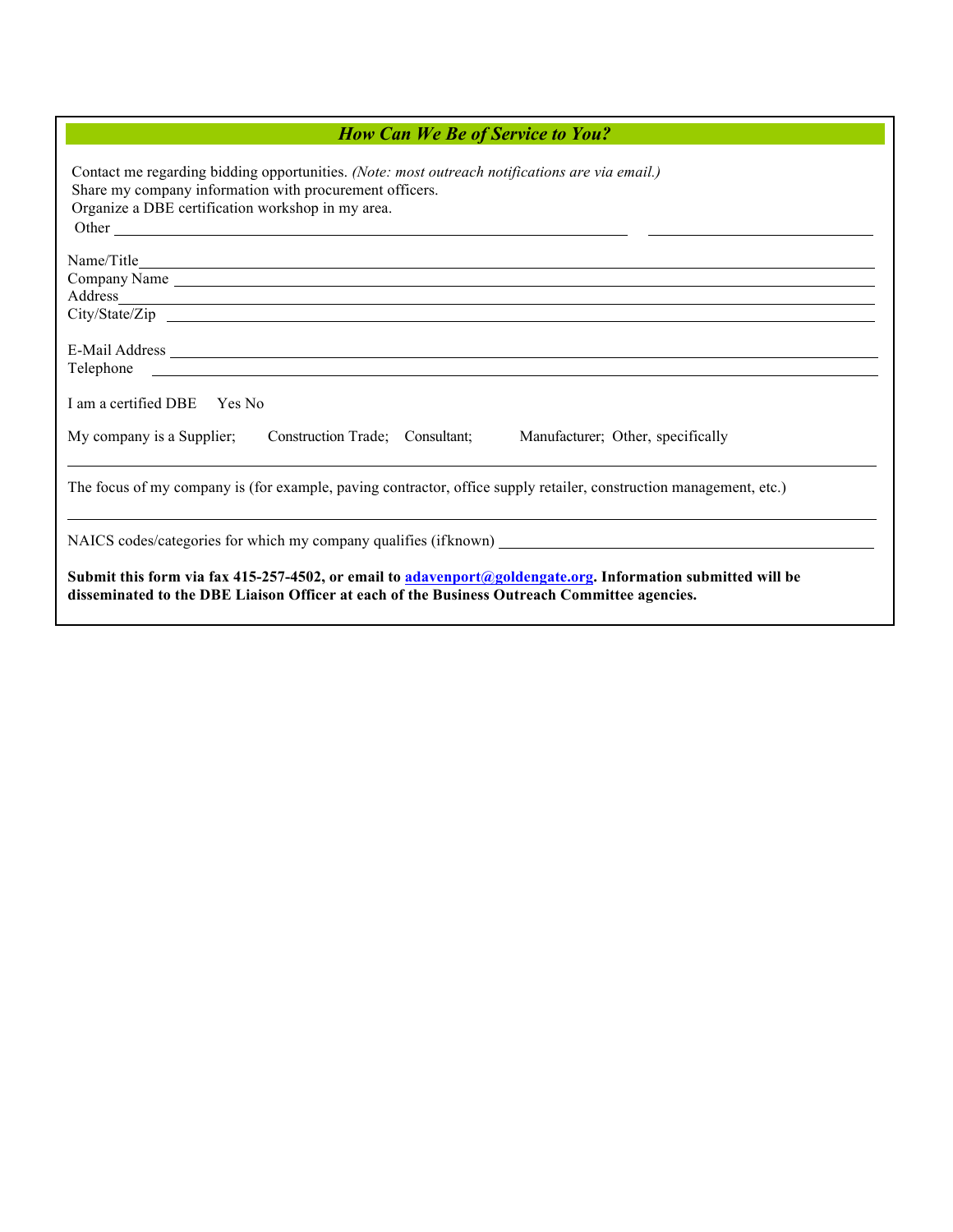## *How Can We Be of Service to You?*

Contact me regarding bidding opportunities. *(Note: most outreach notifications are via email.)*
Share my company information with procurement officers.
Organize a DBE certification workshop in my area.
Other ______________________________ ______________

Name/Title ______________________________
Company Name ______________________________
Address ______________________________
City/State/Zip ______________________________

E-Mail Address ______________________________
Telephone ______________________________

I am a certified DBE Yes No

My company is a Supplier; Construction Trade; Consultant; Manufacturer; Other, specifically

______________________________

The focus of my company is (for example, paving contractor, office supply retailer, construction management, etc.)

______________________________

NAICS codes/categories for which my company qualifies (ifknown) ______________________________

**Submit this form via fax 415-257-4502, or email to [adavenport@goldengate.org](mailto:adavenport@goldengate.org). Information submitted will be disseminated to the DBE Liaison Officer at each of the Business Outreach Committee agencies.**